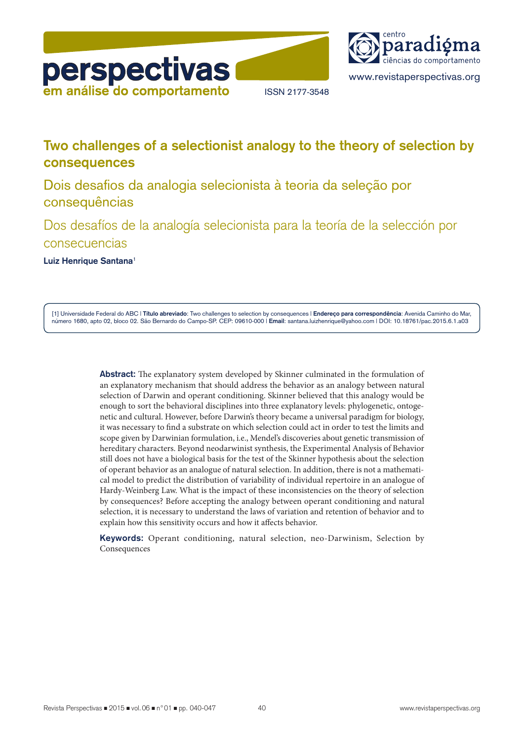# Two challenges of a selectionist analogy to the theory of selection by consequences

## Dois desafios da analogia selecionista à teoria da seleção por consequências

## Dos desafíos de la analogía selecionista para la teoría de la selección por consecuencias

**Luiz Henrique Santana**[1]

[1] Universidade Federal do ABC | **Título abreviado**: Two challenges to selection by consequences | **Endereço para correspondência**: Avenida Caminho do Mar, número 1680, apto 02, bloco 02. São Bernardo do Campo-SP. CEP: 09610-000 | **Email**: santana.luizhenrique@yahoo.com | DOI: 10.18761/pac.2015.6.1.a03

**Abstract:** The explanatory system developed by Skinner culminated in the formulation of an explanatory mechanism that should address the behavior as an analogy between natural selection of Darwin and operant conditioning. Skinner believed that this analogy would be enough to sort the behavioral disciplines into three explanatory levels: phylogenetic, ontogenetic and cultural. However, before Darwin's theory became a universal paradigm for biology, it was necessary to find a substrate on which selection could act in order to test the limits and scope given by Darwinian formulation, i.e., Mendel's discoveries about genetic transmission of hereditary characters. Beyond neodarwinist synthesis, the Experimental Analysis of Behavior still does not have a biological basis for the test of the Skinner hypothesis about the selection of operant behavior as an analogue of natural selection. In addition, there is not a mathematical model to predict the distribution of variability of individual repertoire in an analogue of Hardy-Weinberg Law. What is the impact of these inconsistencies on the theory of selection by consequences? Before accepting the analogy between operant conditioning and natural selection, it is necessary to understand the laws of variation and retention of behavior and to explain how this sensitivity occurs and how it affects behavior.

**Keywords:** Operant conditioning, natural selection, neo-Darwinism, Selection by Consequences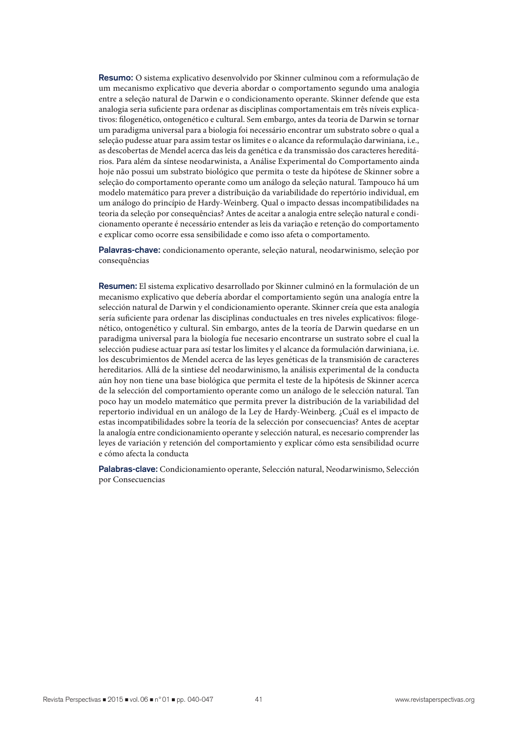**Resumo:** O sistema explicativo desenvolvido por Skinner culminou com a reformulação de um mecanismo explicativo que deveria abordar o comportamento segundo uma analogia entre a seleção natural de Darwin e o condicionamento operante. Skinner defende que esta analogia seria suficiente para ordenar as disciplinas comportamentais em três níveis explicativos: filogenético, ontogenético e cultural. Sem embargo, antes da teoria de Darwin se tornar um paradigma universal para a biologia foi necessário encontrar um substrato sobre o qual a seleção pudesse atuar para assim testar os limites e o alcance da reformulação darwiniana, i.e., as descobertas de Mendel acerca das leis da genética e da transmissão dos caracteres hereditários. Para além da síntese neodarwinista, a Análise Experimental do Comportamento ainda hoje não possui um substrato biológico que permita o teste da hipótese de Skinner sobre a seleção do comportamento operante como um análogo da seleção natural. Tampouco há um modelo matemático para prever a distribuição da variabilidade do repertório individual, em um análogo do princípio de Hardy-Weinberg. Qual o impacto dessas incompatibilidades na teoria da seleção por consequências? Antes de aceitar a analogia entre seleção natural e condicionamento operante é necessário entender as leis da variação e retenção do comportamento e explicar como ocorre essa sensibilidade e como isso afeta o comportamento.

**Palavras-chave:** condicionamento operante, seleção natural, neodarwinismo, seleção por consequências

**Resumen:** El sistema explicativo desarrollado por Skinner culminó en la formulación de un mecanismo explicativo que debería abordar el comportamiento según una analogía entre la selección natural de Darwin y el condicionamiento operante. Skinner creía que esta analogía sería suficiente para ordenar las disciplinas conductuales en tres niveles explicativos: filogenético, ontogenético y cultural. Sin embargo, antes de la teoría de Darwin quedarse en un paradigma universal para la biología fue necesario encontrarse un sustrato sobre el cual la selección pudiese actuar para así testar los limites y el alcance da formulación darwiniana, i.e. los descubrimientos de Mendel acerca de las leyes genéticas de la transmisión de caracteres hereditarios. Allá de la sintiese del neodarwinismo, la análisis experimental de la conducta aún hoy non tiene una base biológica que permita el teste de la hipótesis de Skinner acerca de la selección del comportamiento operante como un análogo de le selección natural. Tan poco hay un modelo matemático que permita prever la distribución de la variabilidad del repertorio individual en un análogo de la Ley de Hardy-Weinberg. ¿Cuál es el impacto de estas incompatibilidades sobre la teoría de la selección por consecuencias? Antes de aceptar la analogía entre condicionamiento operante y selección natural, es necesario comprender las leyes de variación y retención del comportamiento y explicar cómo esta sensibilidad ocurre e cómo afecta la conducta

**Palabras-clave:** Condicionamiento operante, Selección natural, Neodarwinismo, Selección por Consecuencias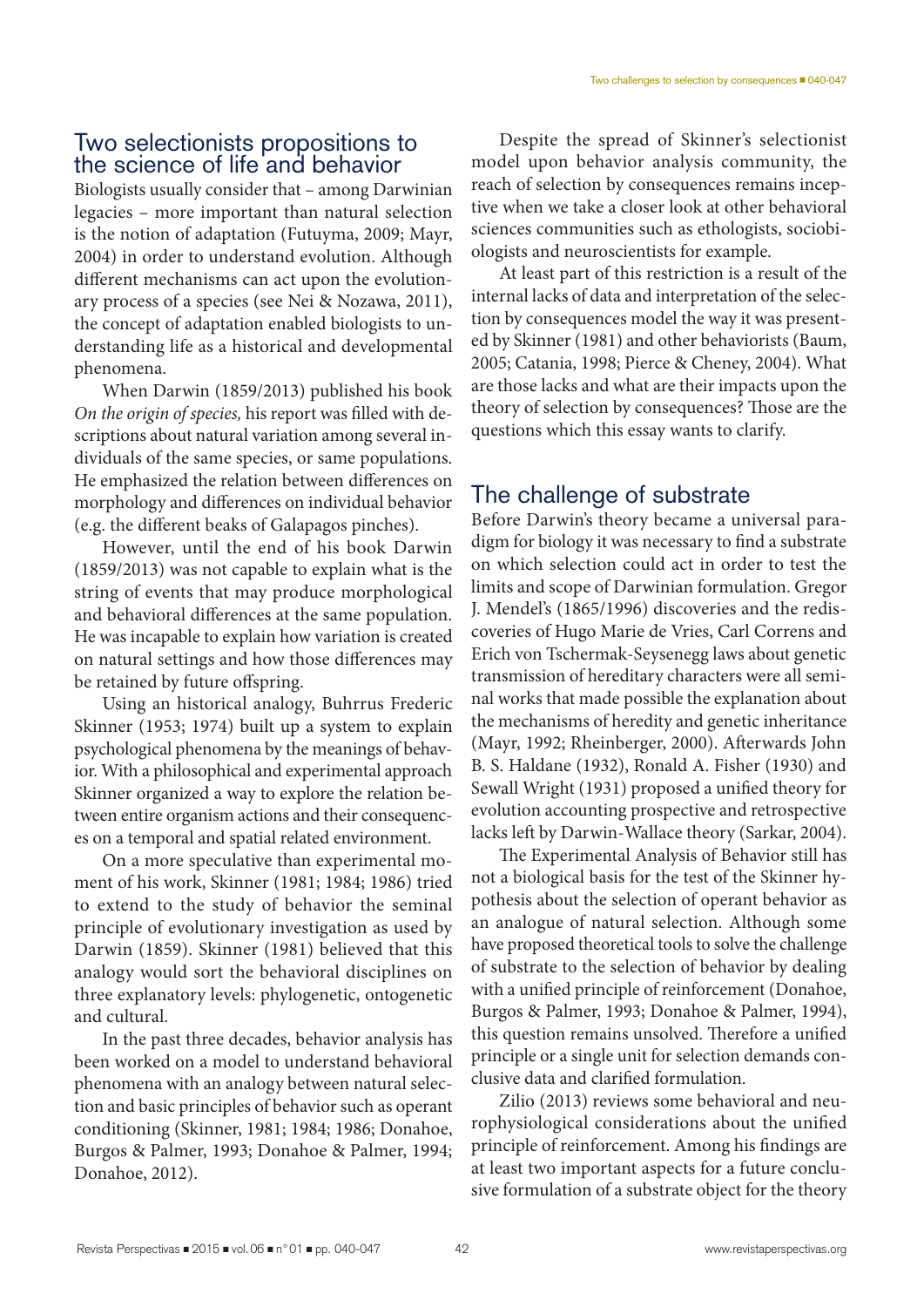## Two selectionists propositions to the science of life and behavior

Biologists usually consider that – among Darwinian legacies – more important than natural selection is the notion of adaptation (Futuyma, 2009; Mayr, 2004) in order to understand evolution. Although different mechanisms can act upon the evolutionary process of a species (see Nei & Nozawa, 2011), the concept of adaptation enabled biologists to understanding life as a historical and developmental phenomena.

When Darwin (1859/2013) published his book *On the origin of species,* his report was filled with descriptions about natural variation among several individuals of the same species, or same populations. He emphasized the relation between differences on morphology and differences on individual behavior (e.g. the different beaks of Galapagos pinches).

However, until the end of his book Darwin (1859/2013) was not capable to explain what is the string of events that may produce morphological and behavioral differences at the same population. He was incapable to explain how variation is created on natural settings and how those differences may be retained by future offspring.

Using an historical analogy, Buhrrus Frederic Skinner (1953; 1974) built up a system to explain psychological phenomena by the meanings of behavior. With a philosophical and experimental approach Skinner organized a way to explore the relation between entire organism actions and their consequences on a temporal and spatial related environment.

On a more speculative than experimental moment of his work, Skinner (1981; 1984; 1986) tried to extend to the study of behavior the seminal principle of evolutionary investigation as used by Darwin (1859). Skinner (1981) believed that this analogy would sort the behavioral disciplines on three explanatory levels: phylogenetic, ontogenetic and cultural.

In the past three decades, behavior analysis has been worked on a model to understand behavioral phenomena with an analogy between natural selection and basic principles of behavior such as operant conditioning (Skinner, 1981; 1984; 1986; Donahoe, Burgos & Palmer, 1993; Donahoe & Palmer, 1994; Donahoe, 2012).

Despite the spread of Skinner's selectionist model upon behavior analysis community, the reach of selection by consequences remains inceptive when we take a closer look at other behavioral sciences communities such as ethologists, sociobiologists and neuroscientists for example.

At least part of this restriction is a result of the internal lacks of data and interpretation of the selection by consequences model the way it was presented by Skinner (1981) and other behaviorists (Baum, 2005; Catania, 1998; Pierce & Cheney, 2004). What are those lacks and what are their impacts upon the theory of selection by consequences? Those are the questions which this essay wants to clarify.

## The challenge of substrate

Before Darwin's theory became a universal paradigm for biology it was necessary to find a substrate on which selection could act in order to test the limits and scope of Darwinian formulation. Gregor J. Mendel's (1865/1996) discoveries and the rediscoveries of Hugo Marie de Vries, Carl Correns and Erich von Tschermak-Seysenegg laws about genetic transmission of hereditary characters were all seminal works that made possible the explanation about the mechanisms of heredity and genetic inheritance (Mayr, 1992; Rheinberger, 2000). Afterwards John B. S. Haldane (1932), Ronald A. Fisher (1930) and Sewall Wright (1931) proposed a unified theory for evolution accounting prospective and retrospective lacks left by Darwin-Wallace theory (Sarkar, 2004).

The Experimental Analysis of Behavior still has not a biological basis for the test of the Skinner hypothesis about the selection of operant behavior as an analogue of natural selection. Although some have proposed theoretical tools to solve the challenge of substrate to the selection of behavior by dealing with a unified principle of reinforcement (Donahoe, Burgos & Palmer, 1993; Donahoe & Palmer, 1994), this question remains unsolved. Therefore a unified principle or a single unit for selection demands conclusive data and clarified formulation.

Zilio (2013) reviews some behavioral and neurophysiological considerations about the unified principle of reinforcement. Among his findings are at least two important aspects for a future conclusive formulation of a substrate object for the theory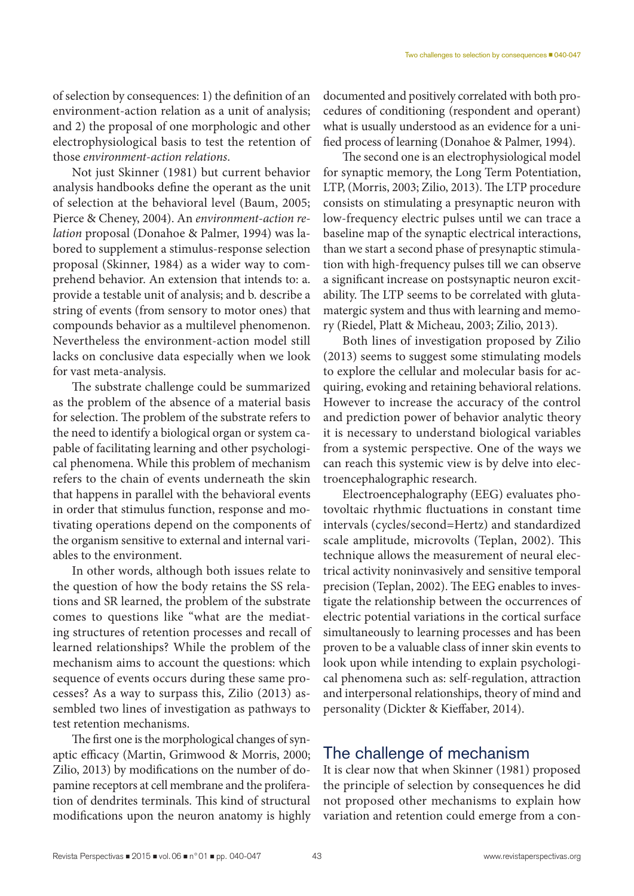of selection by consequences: 1) the definition of an environment-action relation as a unit of analysis; and 2) the proposal of one morphologic and other electrophysiological basis to test the retention of those *environment-action relations*.

Not just Skinner (1981) but current behavior analysis handbooks define the operant as the unit of selection at the behavioral level (Baum, 2005; Pierce & Cheney, 2004). An *environment-action relation* proposal (Donahoe & Palmer, 1994) was labored to supplement a stimulus-response selection proposal (Skinner, 1984) as a wider way to comprehend behavior. An extension that intends to: a. provide a testable unit of analysis; and b. describe a string of events (from sensory to motor ones) that compounds behavior as a multilevel phenomenon. Nevertheless the environment-action model still lacks on conclusive data especially when we look for vast meta-analysis.

The substrate challenge could be summarized as the problem of the absence of a material basis for selection. The problem of the substrate refers to the need to identify a biological organ or system capable of facilitating learning and other psychological phenomena. While this problem of mechanism refers to the chain of events underneath the skin that happens in parallel with the behavioral events in order that stimulus function, response and motivating operations depend on the components of the organism sensitive to external and internal variables to the environment.

In other words, although both issues relate to the question of how the body retains the SS relations and SR learned, the problem of the substrate comes to questions like "what are the mediating structures of retention processes and recall of learned relationships? While the problem of the mechanism aims to account the questions: which sequence of events occurs during these same processes? As a way to surpass this, Zilio (2013) assembled two lines of investigation as pathways to test retention mechanisms.

The first one is the morphological changes of synaptic efficacy (Martin, Grimwood & Morris, 2000; Zilio, 2013) by modifications on the number of dopamine receptors at cell membrane and the proliferation of dendrites terminals. This kind of structural modifications upon the neuron anatomy is highly documented and positively correlated with both procedures of conditioning (respondent and operant) what is usually understood as an evidence for a unified process of learning (Donahoe & Palmer, 1994).

The second one is an electrophysiological model for synaptic memory, the Long Term Potentiation, LTP, (Morris, 2003; Zilio, 2013). The LTP procedure consists on stimulating a presynaptic neuron with low-frequency electric pulses until we can trace a baseline map of the synaptic electrical interactions, than we start a second phase of presynaptic stimulation with high-frequency pulses till we can observe a significant increase on postsynaptic neuron excitability. The LTP seems to be correlated with glutamatergic system and thus with learning and memory (Riedel, Platt & Micheau, 2003; Zilio, 2013).

Both lines of investigation proposed by Zilio (2013) seems to suggest some stimulating models to explore the cellular and molecular basis for acquiring, evoking and retaining behavioral relations. However to increase the accuracy of the control and prediction power of behavior analytic theory it is necessary to understand biological variables from a systemic perspective. One of the ways we can reach this systemic view is by delve into electroencephalographic research.

Electroencephalography (EEG) evaluates photovoltaic rhythmic fluctuations in constant time intervals (cycles/second=Hertz) and standardized scale amplitude, microvolts (Teplan, 2002). This technique allows the measurement of neural electrical activity noninvasively and sensitive temporal precision (Teplan, 2002). The EEG enables to investigate the relationship between the occurrences of electric potential variations in the cortical surface simultaneously to learning processes and has been proven to be a valuable class of inner skin events to look upon while intending to explain psychological phenomena such as: self-regulation, attraction and interpersonal relationships, theory of mind and personality (Dickter & Kieffaber, 2014).

## The challenge of mechanism

It is clear now that when Skinner (1981) proposed the principle of selection by consequences he did not proposed other mechanisms to explain how variation and retention could emerge from a con-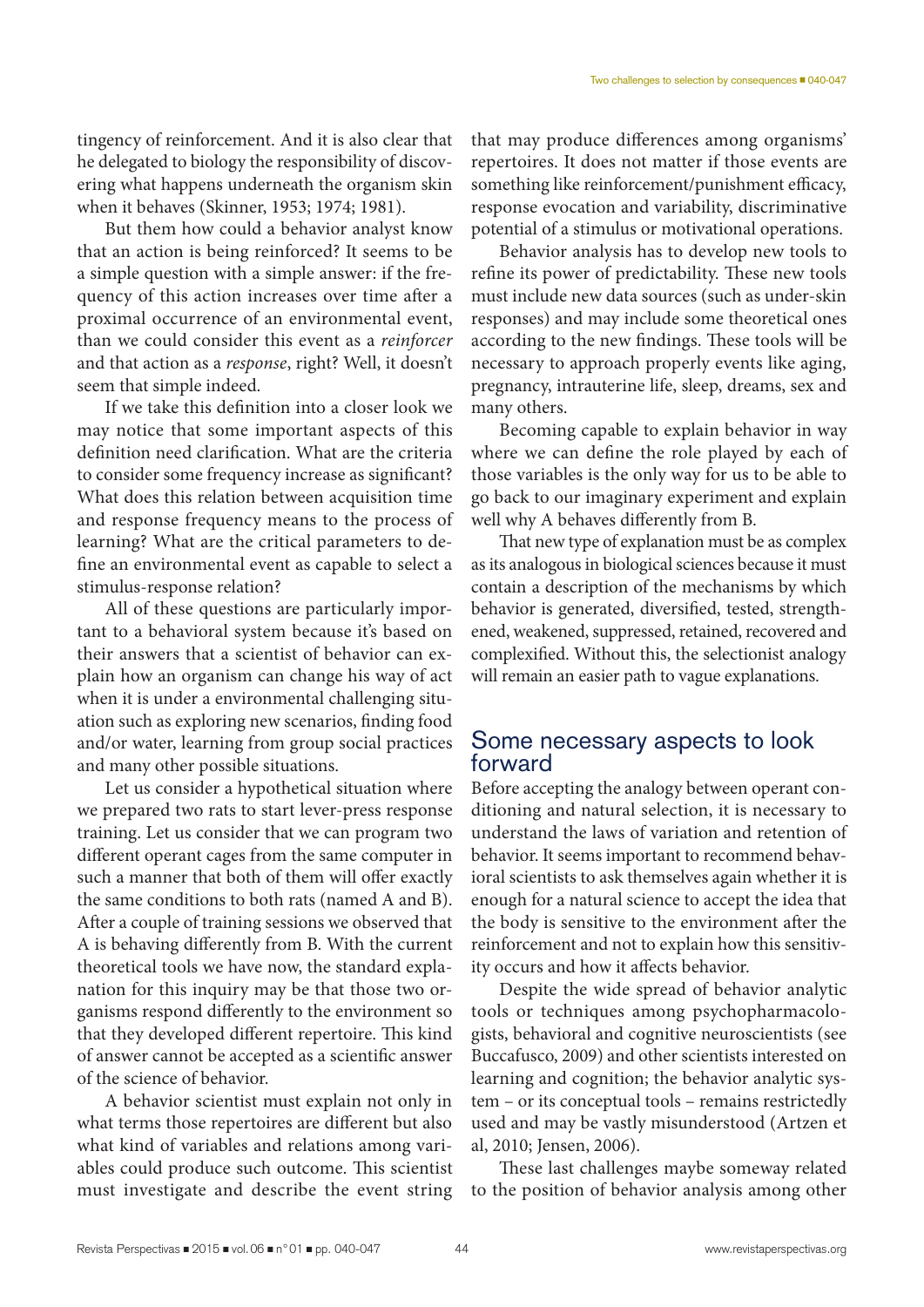tingency of reinforcement. And it is also clear that he delegated to biology the responsibility of discovering what happens underneath the organism skin when it behaves (Skinner, 1953; 1974; 1981).

But them how could a behavior analyst know that an action is being reinforced? It seems to be a simple question with a simple answer: if the frequency of this action increases over time after a proximal occurrence of an environmental event, than we could consider this event as a *reinforcer* and that action as a *response*, right? Well, it doesn't seem that simple indeed.

If we take this definition into a closer look we may notice that some important aspects of this definition need clarification. What are the criteria to consider some frequency increase as significant? What does this relation between acquisition time and response frequency means to the process of learning? What are the critical parameters to define an environmental event as capable to select a stimulus-response relation?

All of these questions are particularly important to a behavioral system because it's based on their answers that a scientist of behavior can explain how an organism can change his way of act when it is under a environmental challenging situation such as exploring new scenarios, finding food and/or water, learning from group social practices and many other possible situations.

Let us consider a hypothetical situation where we prepared two rats to start lever-press response training. Let us consider that we can program two different operant cages from the same computer in such a manner that both of them will offer exactly the same conditions to both rats (named A and B). After a couple of training sessions we observed that A is behaving differently from B. With the current theoretical tools we have now, the standard explanation for this inquiry may be that those two organisms respond differently to the environment so that they developed different repertoire. This kind of answer cannot be accepted as a scientific answer of the science of behavior.

A behavior scientist must explain not only in what terms those repertoires are different but also what kind of variables and relations among variables could produce such outcome. This scientist must investigate and describe the event string that may produce differences among organisms' repertoires. It does not matter if those events are something like reinforcement/punishment efficacy, response evocation and variability, discriminative potential of a stimulus or motivational operations.

Behavior analysis has to develop new tools to refine its power of predictability. These new tools must include new data sources (such as under-skin responses) and may include some theoretical ones according to the new findings. These tools will be necessary to approach properly events like aging, pregnancy, intrauterine life, sleep, dreams, sex and many others.

Becoming capable to explain behavior in way where we can define the role played by each of those variables is the only way for us to be able to go back to our imaginary experiment and explain well why A behaves differently from B.

That new type of explanation must be as complex as its analogous in biological sciences because it must contain a description of the mechanisms by which behavior is generated, diversified, tested, strengthened, weakened, suppressed, retained, recovered and complexified. Without this, the selectionist analogy will remain an easier path to vague explanations.

## Some necessary aspects to look forward

Before accepting the analogy between operant conditioning and natural selection, it is necessary to understand the laws of variation and retention of behavior. It seems important to recommend behavioral scientists to ask themselves again whether it is enough for a natural science to accept the idea that the body is sensitive to the environment after the reinforcement and not to explain how this sensitivity occurs and how it affects behavior.

Despite the wide spread of behavior analytic tools or techniques among psychopharmacologists, behavioral and cognitive neuroscientists (see Buccafusco, 2009) and other scientists interested on learning and cognition; the behavior analytic system – or its conceptual tools – remains restrictedly used and may be vastly misunderstood (Artzen et al, 2010; Jensen, 2006).

These last challenges maybe someway related to the position of behavior analysis among other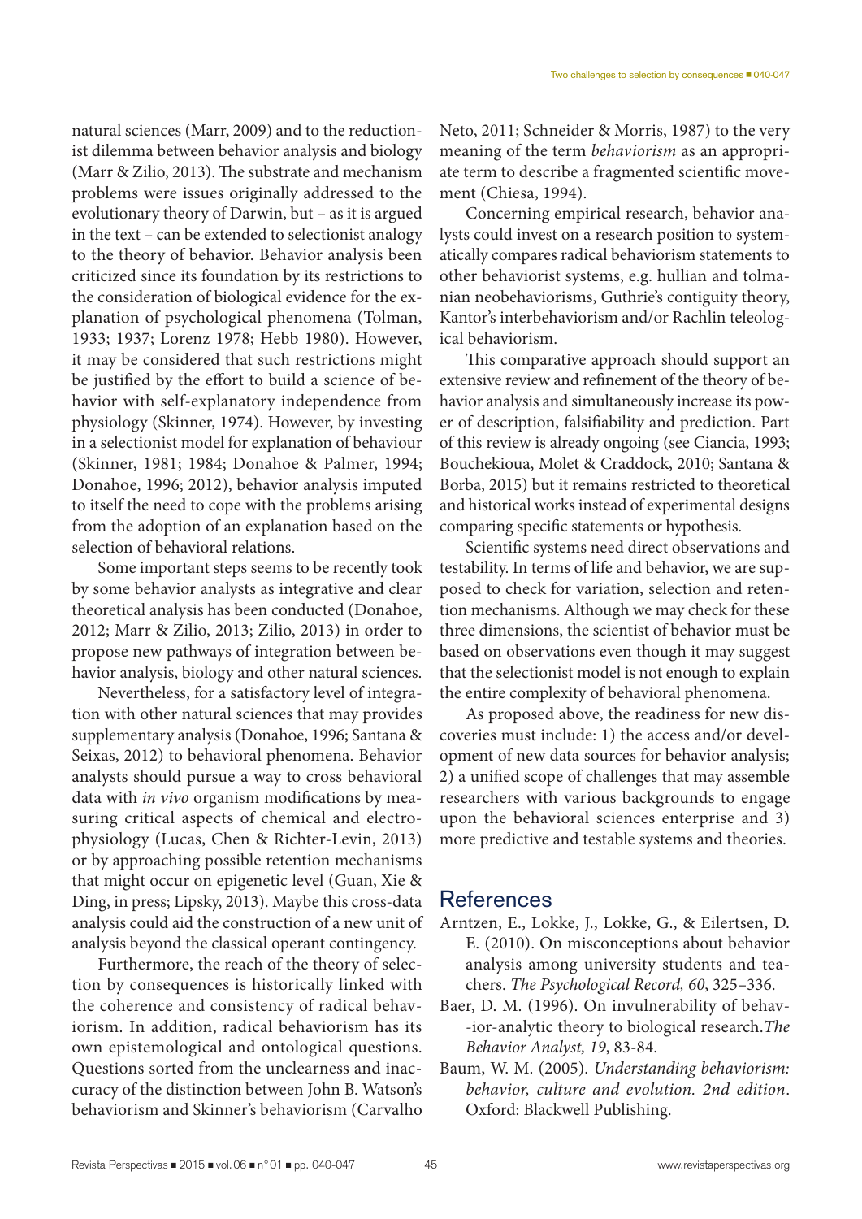natural sciences (Marr, 2009) and to the reductionist dilemma between behavior analysis and biology (Marr & Zilio, 2013). The substrate and mechanism problems were issues originally addressed to the evolutionary theory of Darwin, but – as it is argued in the text – can be extended to selectionist analogy to the theory of behavior. Behavior analysis been criticized since its foundation by its restrictions to the consideration of biological evidence for the explanation of psychological phenomena (Tolman, 1933; 1937; Lorenz 1978; Hebb 1980). However, it may be considered that such restrictions might be justified by the effort to build a science of behavior with self-explanatory independence from physiology (Skinner, 1974). However, by investing in a selectionist model for explanation of behaviour (Skinner, 1981; 1984; Donahoe & Palmer, 1994; Donahoe, 1996; 2012), behavior analysis imputed to itself the need to cope with the problems arising from the adoption of an explanation based on the selection of behavioral relations.

Some important steps seems to be recently took by some behavior analysts as integrative and clear theoretical analysis has been conducted (Donahoe, 2012; Marr & Zilio, 2013; Zilio, 2013) in order to propose new pathways of integration between behavior analysis, biology and other natural sciences.

Nevertheless, for a satisfactory level of integration with other natural sciences that may provides supplementary analysis (Donahoe, 1996; Santana & Seixas, 2012) to behavioral phenomena. Behavior analysts should pursue a way to cross behavioral data with *in vivo* organism modifications by measuring critical aspects of chemical and electrophysiology (Lucas, Chen & Richter-Levin, 2013) or by approaching possible retention mechanisms that might occur on epigenetic level (Guan, Xie & Ding, in press; Lipsky, 2013). Maybe this cross-data analysis could aid the construction of a new unit of analysis beyond the classical operant contingency.

Furthermore, the reach of the theory of selection by consequences is historically linked with the coherence and consistency of radical behaviorism. In addition, radical behaviorism has its own epistemological and ontological questions. Questions sorted from the unclearness and inaccuracy of the distinction between John B. Watson's behaviorism and Skinner's behaviorism (Carvalho Neto, 2011; Schneider & Morris, 1987) to the very meaning of the term *behaviorism* as an appropriate term to describe a fragmented scientific movement (Chiesa, 1994).

Concerning empirical research, behavior analysts could invest on a research position to systematically compares radical behaviorism statements to other behaviorist systems, e.g. hullian and tolmanian neobehaviorisms, Guthrie's contiguity theory, Kantor's interbehaviorism and/or Rachlin teleological behaviorism.

This comparative approach should support an extensive review and refinement of the theory of behavior analysis and simultaneously increase its power of description, falsifiability and prediction. Part of this review is already ongoing (see Ciancia, 1993; Bouchekioua, Molet & Craddock, 2010; Santana & Borba, 2015) but it remains restricted to theoretical and historical works instead of experimental designs comparing specific statements or hypothesis.

Scientific systems need direct observations and testability. In terms of life and behavior, we are supposed to check for variation, selection and retention mechanisms. Although we may check for these three dimensions, the scientist of behavior must be based on observations even though it may suggest that the selectionist model is not enough to explain the entire complexity of behavioral phenomena.

As proposed above, the readiness for new discoveries must include: 1) the access and/or development of new data sources for behavior analysis; 2) a unified scope of challenges that may assemble researchers with various backgrounds to engage upon the behavioral sciences enterprise and 3) more predictive and testable systems and theories.

## References

Arntzen, E., Lokke, J., Lokke, G., & Eilertsen, D. E. (2010). On misconceptions about behavior analysis among university students and teachers. *The Psychological Record, 60*, 325–336.

Baer, D. M. (1996). On invulnerability of behav-ior-analytic theory to biological research.*The Behavior Analyst, 19*, 83-84.

Baum, W. M. (2005). *Understanding behaviorism: behavior, culture and evolution. 2nd edition*. Oxford: Blackwell Publishing.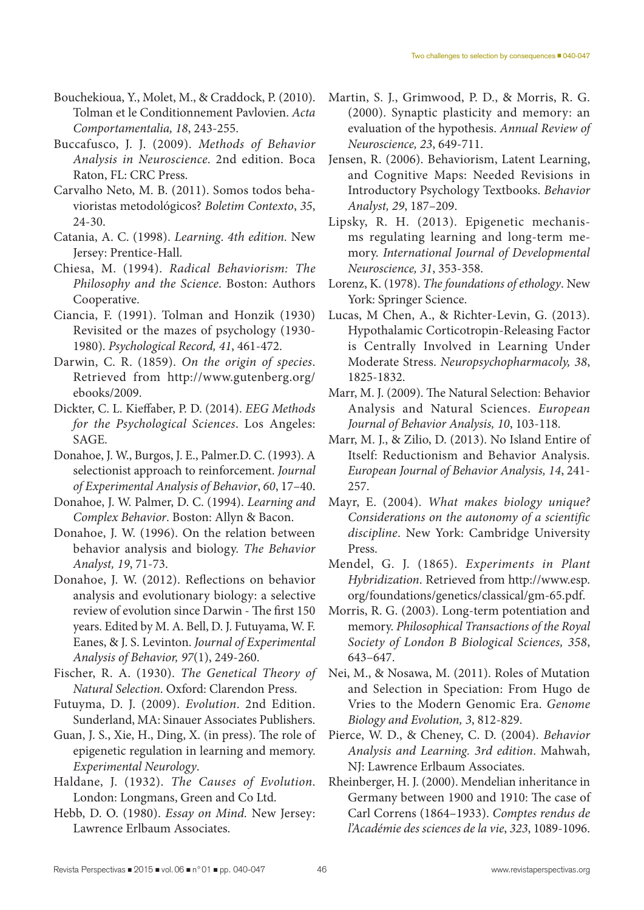Bouchekioua, Y., Molet, M., & Craddock, P. (2010). Tolman et le Conditionnement Pavlovien. *Acta Comportamentalia, 18*, 243-255.

Buccafusco, J. J. (2009). *Methods of Behavior Analysis in Neuroscience*. 2nd edition. Boca Raton, FL: CRC Press.

Carvalho Neto, M. B. (2011). Somos todos behavioristas metodológicos? *Boletim Contexto*, *35*, 24-30.

Catania, A. C. (1998). *Learning. 4th edition.* New Jersey: Prentice-Hall.

Chiesa, M. (1994). *Radical Behaviorism: The Philosophy and the Science*. Boston: Authors Cooperative.

Ciancia, F. (1991). Tolman and Honzik (1930) Revisited or the mazes of psychology (1930-1980). *Psychological Record, 41*, 461-472.

Darwin, C. R. (1859). *On the origin of species*. Retrieved from http://www.gutenberg.org/ebooks/2009.

Dickter, C. L. Kieffaber, P. D. (2014). *EEG Methods for the Psychological Sciences*. Los Angeles: SAGE.

Donahoe, J. W., Burgos, J. E., Palmer.D. C. (1993). A selectionist approach to reinforcement. *Journal of Experimental Analysis of Behavior*, *60*, 17–40.

Donahoe, J. W. Palmer, D. C. (1994). *Learning and Complex Behavior*. Boston: Allyn & Bacon.

Donahoe, J. W. (1996). On the relation between behavior analysis and biology. *The Behavior Analyst, 19*, 71-73.

Donahoe, J. W. (2012). Reflections on behavior analysis and evolutionary biology: a selective review of evolution since Darwin - The first 150 years. Edited by M. A. Bell, D. J. Futuyama, W. F. Eanes, & J. S. Levinton. *Journal of Experimental Analysis of Behavior, 97*(1), 249-260.

Fischer, R. A. (1930). *The Genetical Theory of Natural Selection*. Oxford: Clarendon Press.

Futuyma, D. J. (2009). *Evolution*. 2nd Edition. Sunderland, MA: Sinauer Associates Publishers.

Guan, J. S., Xie, H., Ding, X. (in press). The role of epigenetic regulation in learning and memory. *Experimental Neurology*.

Haldane, J. (1932). *The Causes of Evolution*. London: Longmans, Green and Co Ltd.

Hebb, D. O. (1980). *Essay on Mind.* New Jersey: Lawrence Erlbaum Associates.

Martin, S. J., Grimwood, P. D., & Morris, R. G. (2000). Synaptic plasticity and memory: an evaluation of the hypothesis. *Annual Review of Neuroscience, 23*, 649-711.

Jensen, R. (2006). Behaviorism, Latent Learning, and Cognitive Maps: Needed Revisions in Introductory Psychology Textbooks. *Behavior Analyst, 29*, 187–209.

Lipsky, R. H. (2013). Epigenetic mechanisms regulating learning and long-term memory. *International Journal of Developmental Neuroscience, 31*, 353-358.

Lorenz, K. (1978). *The foundations of ethology*. New York: Springer Science.

Lucas, M Chen, A., & Richter-Levin, G. (2013). Hypothalamic Corticotropin-Releasing Factor is Centrally Involved in Learning Under Moderate Stress. *Neuropsychopharmacoly, 38*, 1825-1832.

Marr, M. J. (2009). The Natural Selection: Behavior Analysis and Natural Sciences. *European Journal of Behavior Analysis, 10*, 103-118.

Marr, M. J., & Zilio, D. (2013). No Island Entire of Itself: Reductionism and Behavior Analysis. *European Journal of Behavior Analysis, 14*, 241-257.

Mayr, E. (2004). *What makes biology unique? Considerations on the autonomy of a scientific discipline*. New York: Cambridge University Press.

Mendel, G. J. (1865). *Experiments in Plant Hybridization*. Retrieved from http://www.esp.org/foundations/genetics/classical/gm-65.pdf.

Morris, R. G. (2003). Long-term potentiation and memory. *Philosophical Transactions of the Royal Society of London B Biological Sciences, 358*, 643–647.

Nei, M., & Nosawa, M. (2011). Roles of Mutation and Selection in Speciation: From Hugo de Vries to the Modern Genomic Era. *Genome Biology and Evolution, 3*, 812-829.

Pierce, W. D., & Cheney, C. D. (2004). *Behavior Analysis and Learning. 3rd edition*. Mahwah, NJ: Lawrence Erlbaum Associates.

Rheinberger, H. J. (2000). Mendelian inheritance in Germany between 1900 and 1910: The case of Carl Correns (1864–1933). *Comptes rendus de l'Académie des sciences de la vie*, *323*, 1089-1096.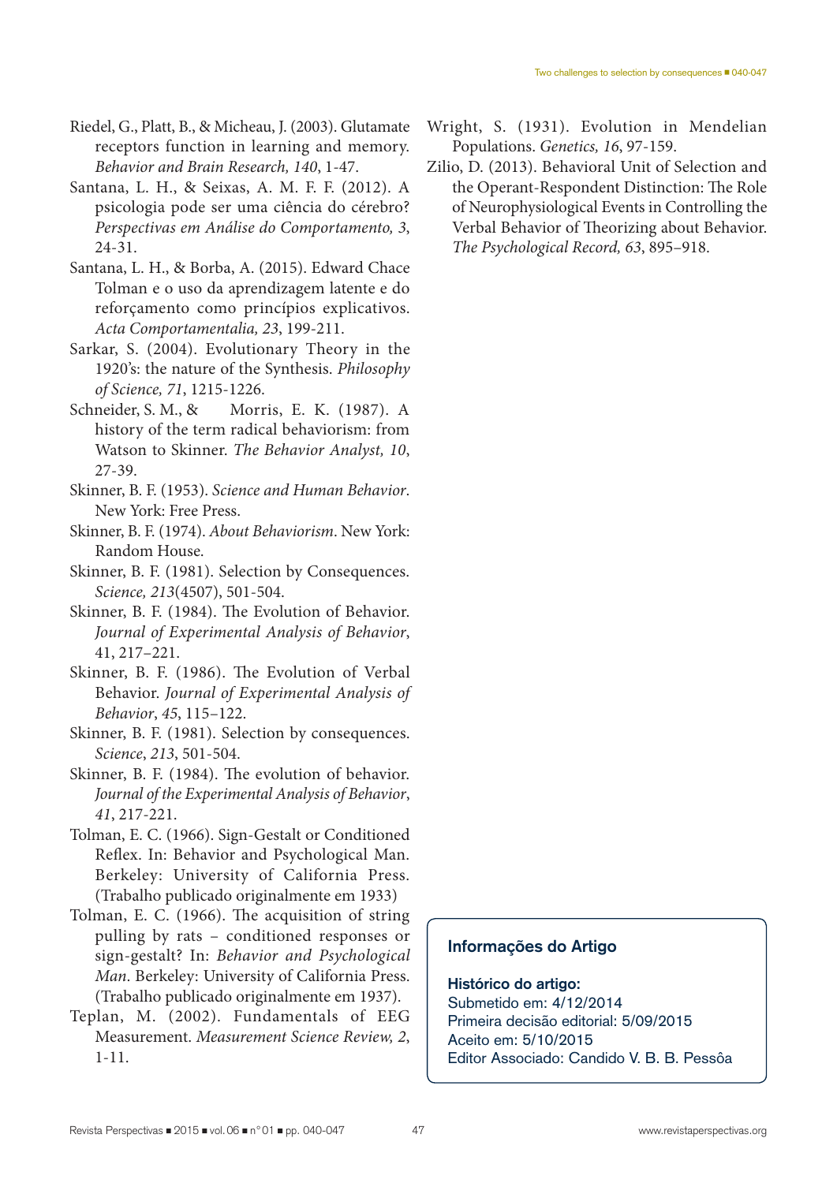Riedel, G., Platt, B., & Micheau, J. (2003). Glutamate receptors function in learning and memory. *Behavior and Brain Research, 140*, 1-47.

Santana, L. H., & Seixas, A. M. F. F. (2012). A psicologia pode ser uma ciência do cérebro? *Perspectivas em Análise do Comportamento, 3*, 24-31.

Santana, L. H., & Borba, A. (2015). Edward Chace Tolman e o uso da aprendizagem latente e do reforçamento como princípios explicativos. *Acta Comportamentalia, 23*, 199-211.

Sarkar, S. (2004). Evolutionary Theory in the 1920's: the nature of the Synthesis. *Philosophy of Science, 71*, 1215-1226.

Schneider, S. M., & Morris, E. K. (1987). A history of the term radical behaviorism: from Watson to Skinner. *The Behavior Analyst, 10*, 27-39.

Skinner, B. F. (1953). *Science and Human Behavior*. New York: Free Press.

Skinner, B. F. (1974). *About Behaviorism*. New York: Random House.

Skinner, B. F. (1981). Selection by Consequences. *Science, 213*(4507), 501-504.

Skinner, B. F. (1984). The Evolution of Behavior. *Journal of Experimental Analysis of Behavior*, 41, 217–221.

Skinner, B. F. (1986). The Evolution of Verbal Behavior. *Journal of Experimental Analysis of Behavior*, *45*, 115–122.

Skinner, B. F. (1981). Selection by consequences. *Science*, *213*, 501-504.

Skinner, B. F. (1984). The evolution of behavior. *Journal of the Experimental Analysis of Behavior*, *41*, 217-221.

Tolman, E. C. (1966). Sign-Gestalt or Conditioned Reflex. In: Behavior and Psychological Man. Berkeley: University of California Press. (Trabalho publicado originalmente em 1933)

Tolman, E. C. (1966). The acquisition of string pulling by rats – conditioned responses or sign-gestalt? In: *Behavior and Psychological Man*. Berkeley: University of California Press. (Trabalho publicado originalmente em 1937).

Teplan, M. (2002). Fundamentals of EEG Measurement. *Measurement Science Review, 2*, 1-11.

Wright, S. (1931). Evolution in Mendelian Populations. *Genetics, 16*, 97-159.

Zilio, D. (2013). Behavioral Unit of Selection and the Operant-Respondent Distinction: The Role of Neurophysiological Events in Controlling the Verbal Behavior of Theorizing about Behavior. *The Psychological Record, 63*, 895–918.

**Informações do Artigo**

**Histórico do artigo:**
Submetido em: 4/12/2014
Primeira decisão editorial: 5/09/2015
Aceito em: 5/10/2015
Editor Associado: Candido V. B. B. Pessôa